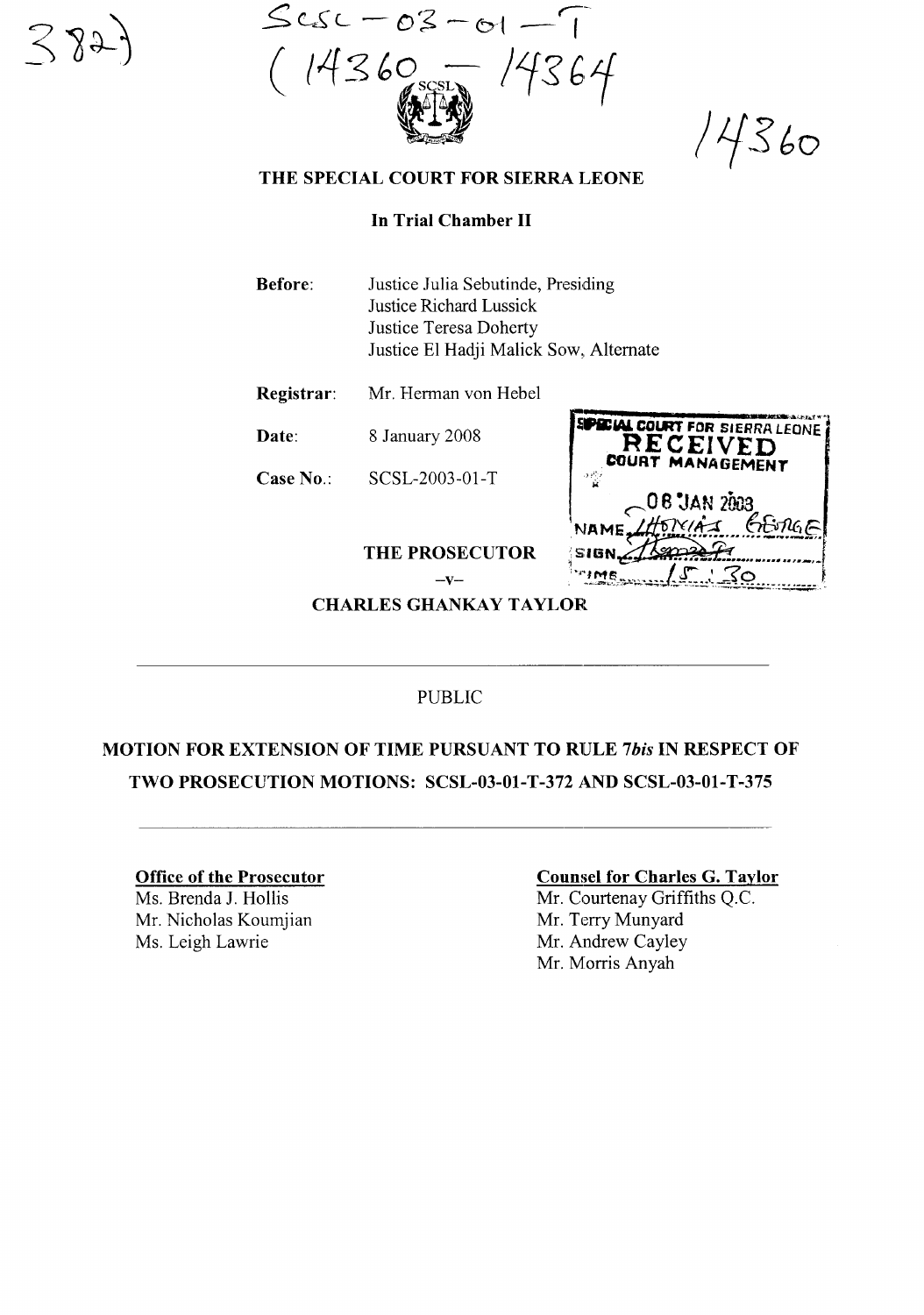382

SCSL – 03 – 01 – T
(14360 – 14364)

14360

# THE SPECIAL COURT FOR SIERRA LEONE

**In Trial Chamber II**

**Before:** Justice Julia Sebutinde, Presiding
Justice Richard Lussick
Justice Teresa Doherty
Justice El Hadji Malick Sow, Alternate

**Registrar:** Mr. Herman von Hebel

**Date:** 8 January 2008

**Case No.:** SCSL-2003-01-T

SPECIAL COURT FOR SIERRA LEONE
RECEIVED
COURT MANAGEMENT
08 JAN 2008
NAME THOMAS GEORGE
SIGN
TIME 15:30

**THE PROSECUTOR**

**–v–**

**CHARLES GHANKAY TAYLOR**

PUBLIC

## MOTION FOR EXTENSION OF TIME PURSUANT TO RULE *7bis* IN RESPECT OF TWO PROSECUTION MOTIONS: SCSL-03-01-T-372 AND SCSL-03-01-T-375

**Office of the Prosecutor**
Ms. Brenda J. Hollis
Mr. Nicholas Koumjian
Ms. Leigh Lawrie

**Counsel for Charles G. Taylor**
Mr. Courtenay Griffiths Q.C.
Mr. Terry Munyard
Mr. Andrew Cayley
Mr. Morris Anyah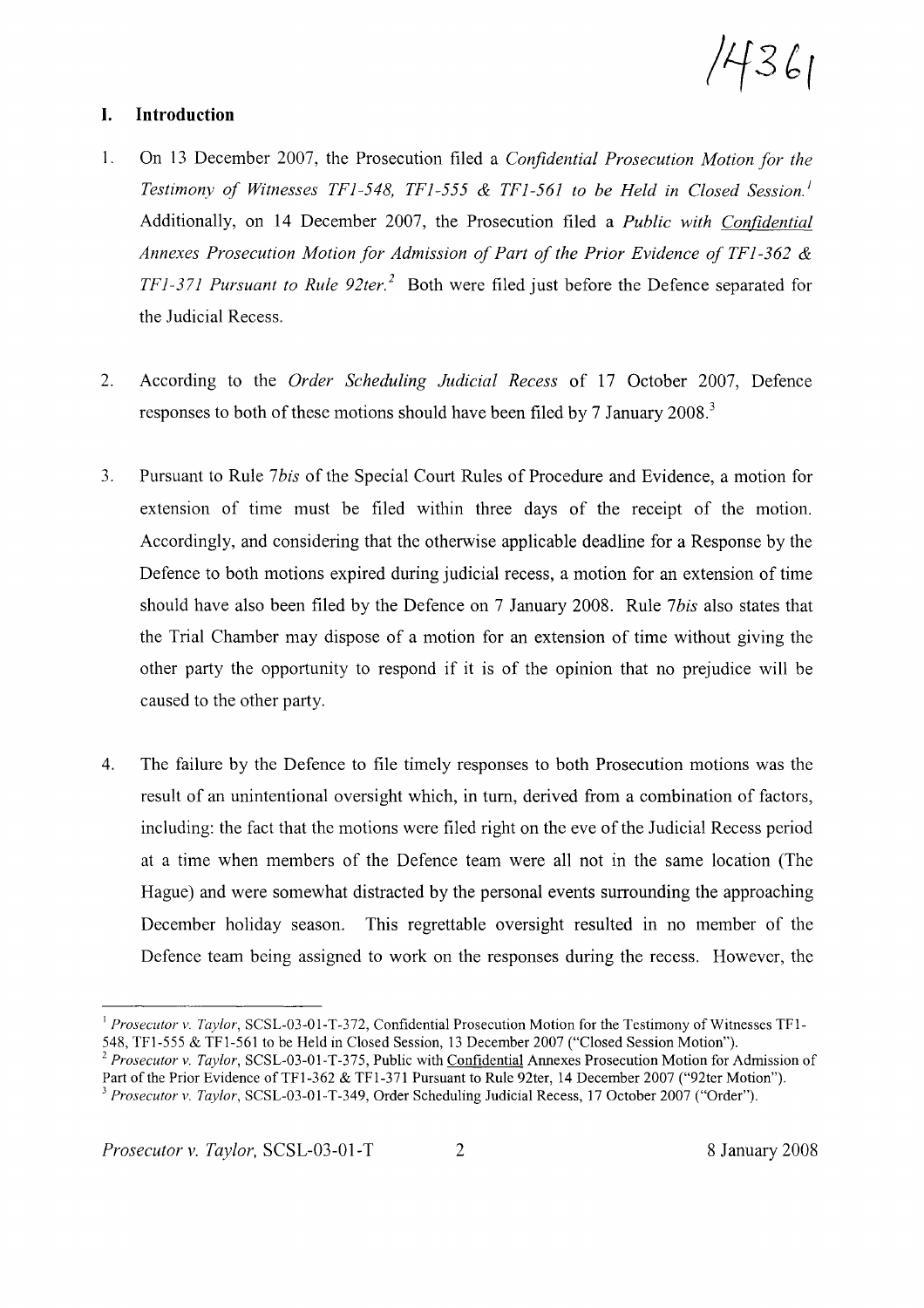## I. Introduction

1. On 13 December 2007, the Prosecution filed a *Confidential Prosecution Motion for the Testimony of Witnesses TF1-548, TF1-555 & TF1-561 to be Held in Closed Session.*[1] Additionally, on 14 December 2007, the Prosecution filed a *Public with Confidential Annexes Prosecution Motion for Admission of Part of the Prior Evidence of TF1-362 & TF1-371 Pursuant to Rule 92ter.*[2] Both were filed just before the Defence separated for the Judicial Recess.

2. According to the *Order Scheduling Judicial Recess* of 17 October 2007, Defence responses to both of these motions should have been filed by 7 January 2008.[3]

3. Pursuant to Rule 7*bis* of the Special Court Rules of Procedure and Evidence, a motion for extension of time must be filed within three days of the receipt of the motion. Accordingly, and considering that the otherwise applicable deadline for a Response by the Defence to both motions expired during judicial recess, a motion for an extension of time should have also been filed by the Defence on 7 January 2008. Rule 7*bis* also states that the Trial Chamber may dispose of a motion for an extension of time without giving the other party the opportunity to respond if it is of the opinion that no prejudice will be caused to the other party.

4. The failure by the Defence to file timely responses to both Prosecution motions was the result of an unintentional oversight which, in turn, derived from a combination of factors, including: the fact that the motions were filed right on the eve of the Judicial Recess period at a time when members of the Defence team were all not in the same location (The Hague) and were somewhat distracted by the personal events surrounding the approaching December holiday season. This regrettable oversight resulted in no member of the Defence team being assigned to work on the responses during the recess. However, the

---

[1] *Prosecutor v. Taylor*, SCSL-03-01-T-372, Confidential Prosecution Motion for the Testimony of Witnesses TF1-548, TF1-555 & TF1-561 to be Held in Closed Session, 13 December 2007 ("Closed Session Motion").

[2] *Prosecutor v. Taylor*, SCSL-03-01-T-375, Public with Confidential Annexes Prosecution Motion for Admission of Part of the Prior Evidence of TF1-362 & TF1-371 Pursuant to Rule 92ter, 14 December 2007 ("92ter Motion").

[3] *Prosecutor v. Taylor*, SCSL-03-01-T-349, Order Scheduling Judicial Recess, 17 October 2007 ("Order").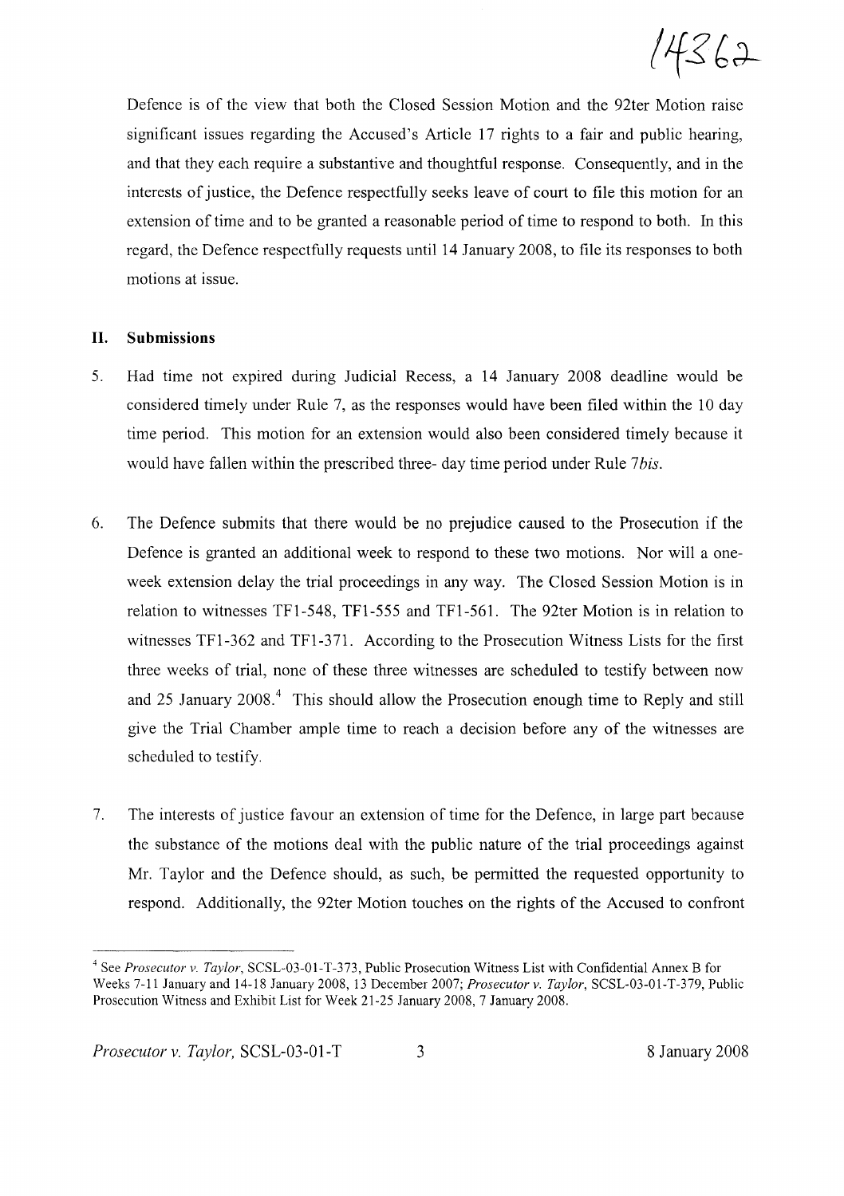Defence is of the view that both the Closed Session Motion and the 92ter Motion raise significant issues regarding the Accused's Article 17 rights to a fair and public hearing, and that they each require a substantive and thoughtful response. Consequently, and in the interests of justice, the Defence respectfully seeks leave of court to file this motion for an extension of time and to be granted a reasonable period of time to respond to both. In this regard, the Defence respectfully requests until 14 January 2008, to file its responses to both motions at issue.

## II. Submissions

5. Had time not expired during Judicial Recess, a 14 January 2008 deadline would be considered timely under Rule 7, as the responses would have been filed within the 10 day time period. This motion for an extension would also been considered timely because it would have fallen within the prescribed three- day time period under Rule 7*bis*.

6. The Defence submits that there would be no prejudice caused to the Prosecution if the Defence is granted an additional week to respond to these two motions. Nor will a one-week extension delay the trial proceedings in any way. The Closed Session Motion is in relation to witnesses TF1-548, TF1-555 and TF1-561. The 92ter Motion is in relation to witnesses TF1-362 and TF1-371. According to the Prosecution Witness Lists for the first three weeks of trial, none of these three witnesses are scheduled to testify between now and 25 January 2008.[4] This should allow the Prosecution enough time to Reply and still give the Trial Chamber ample time to reach a decision before any of the witnesses are scheduled to testify.

7. The interests of justice favour an extension of time for the Defence, in large part because the substance of the motions deal with the public nature of the trial proceedings against Mr. Taylor and the Defence should, as such, be permitted the requested opportunity to respond. Additionally, the 92ter Motion touches on the rights of the Accused to confront

---

[4] See *Prosecutor v. Taylor*, SCSL-03-01-T-373, Public Prosecution Witness List with Confidential Annex B for Weeks 7-11 January and 14-18 January 2008, 13 December 2007; *Prosecutor v. Taylor*, SCSL-03-01-T-379, Public Prosecution Witness and Exhibit List for Week 21-25 January 2008, 7 January 2008.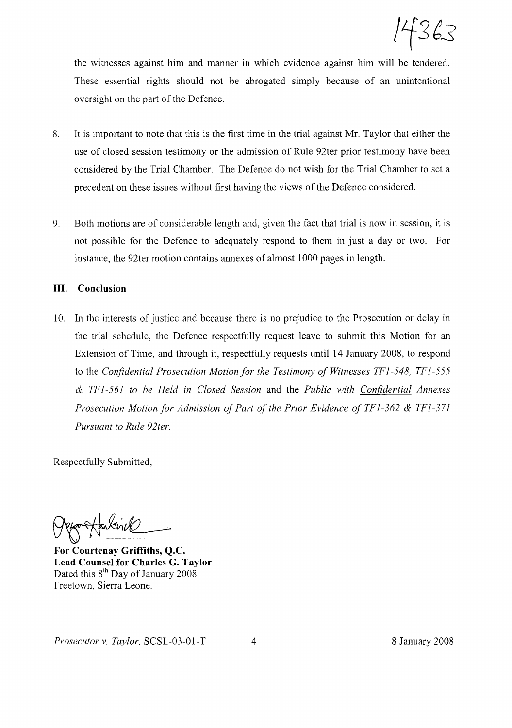the witnesses against him and manner in which evidence against him will be tendered. These essential rights should not be abrogated simply because of an unintentional oversight on the part of the Defence.

8. It is important to note that this is the first time in the trial against Mr. Taylor that either the use of closed session testimony or the admission of Rule 92ter prior testimony have been considered by the Trial Chamber. The Defence do not wish for the Trial Chamber to set a precedent on these issues without first having the views of the Defence considered.

9. Both motions are of considerable length and, given the fact that trial is now in session, it is not possible for the Defence to adequately respond to them in just a day or two. For instance, the 92ter motion contains annexes of almost 1000 pages in length.

## III. Conclusion

10. In the interests of justice and because there is no prejudice to the Prosecution or delay in the trial schedule, the Defence respectfully request leave to submit this Motion for an Extension of Time, and through it, respectfully requests until 14 January 2008, to respond to the *Confidential Prosecution Motion for the Testimony of Witnesses TF1-548, TF1-555 & TF1-561 to be Held in Closed Session* and the *Public with Confidential Annexes Prosecution Motion for Admission of Part of the Prior Evidence of TF1-362 & TF1-371 Pursuant to Rule 92ter.*

Respectfully Submitted,

**For Courtenay Griffiths, Q.C.**
**Lead Counsel for Charles G. Taylor**
Dated this 8th Day of January 2008
Freetown, Sierra Leone.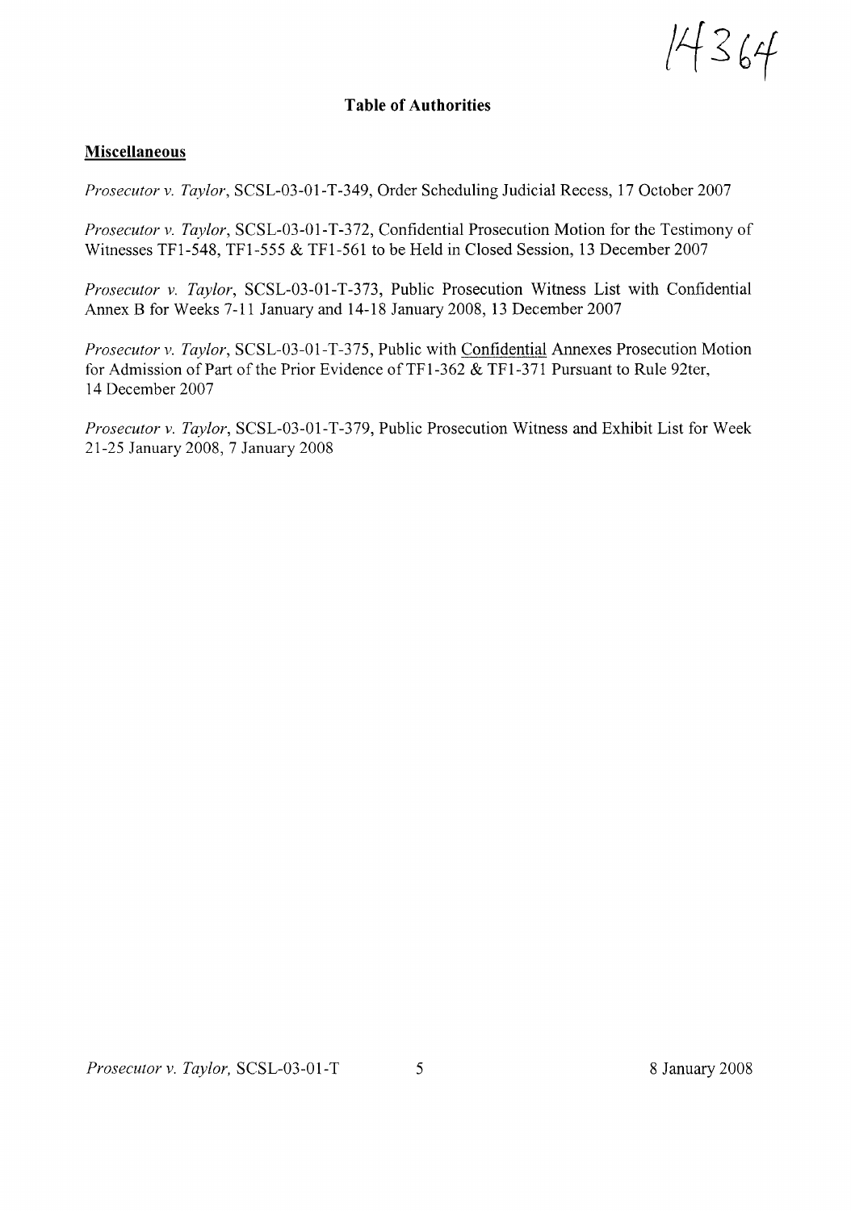## Table of Authorities

**Miscellaneous**

*Prosecutor v. Taylor*, SCSL-03-01-T-349, Order Scheduling Judicial Recess, 17 October 2007

*Prosecutor v. Taylor*, SCSL-03-01-T-372, Confidential Prosecution Motion for the Testimony of Witnesses TF1-548, TF1-555 & TF1-561 to be Held in Closed Session, 13 December 2007

*Prosecutor v. Taylor*, SCSL-03-01-T-373, Public Prosecution Witness List with Confidential Annex B for Weeks 7-11 January and 14-18 January 2008, 13 December 2007

*Prosecutor v. Taylor*, SCSL-03-01-T-375, Public with Confidential Annexes Prosecution Motion for Admission of Part of the Prior Evidence of TF1-362 & TF1-371 Pursuant to Rule 92ter, 14 December 2007

*Prosecutor v. Taylor*, SCSL-03-01-T-379, Public Prosecution Witness and Exhibit List for Week 21-25 January 2008, 7 January 2008